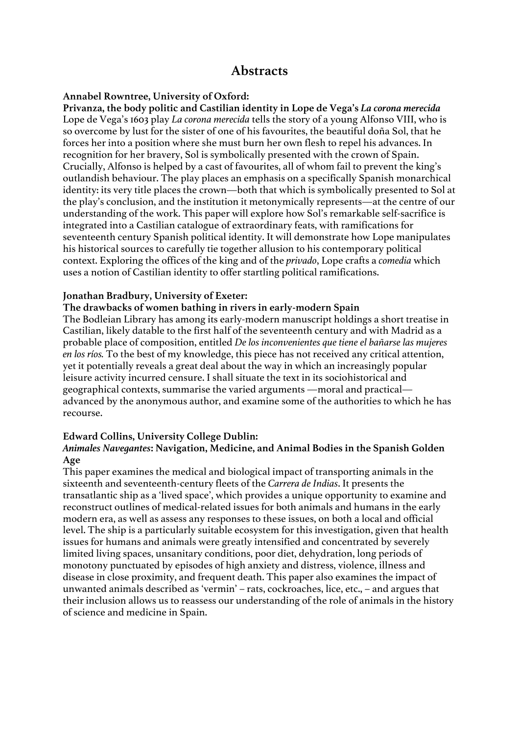# Abstracts

**Annabel Rowntree, University of Oxford:**

**Privanza, the body politic and Castilian identity in Lope de Vega's *La corona merecida***

Lope de Vega's 1603 play *La corona merecida* tells the story of a young Alfonso VIII, who is so overcome by lust for the sister of one of his favourites, the beautiful doña Sol, that he forces her into a position where she must burn her own flesh to repel his advances. In recognition for her bravery, Sol is symbolically presented with the crown of Spain. Crucially, Alfonso is helped by a cast of favourites, all of whom fail to prevent the king's outlandish behaviour. The play places an emphasis on a specifically Spanish monarchical identity: its very title places the crown—both that which is symbolically presented to Sol at the play's conclusion, and the institution it metonymically represents—at the centre of our understanding of the work. This paper will explore how Sol's remarkable self-sacrifice is integrated into a Castilian catalogue of extraordinary feats, with ramifications for seventeenth century Spanish political identity. It will demonstrate how Lope manipulates his historical sources to carefully tie together allusion to his contemporary political context. Exploring the offices of the king and of the *privado*, Lope crafts a *comedia* which uses a notion of Castilian identity to offer startling political ramifications.

**Jonathan Bradbury, University of Exeter:**

**The drawbacks of women bathing in rivers in early-modern Spain**

The Bodleian Library has among its early-modern manuscript holdings a short treatise in Castilian, likely datable to the first half of the seventeenth century and with Madrid as a probable place of composition, entitled *De los inconvenientes que tiene el bañarse las mujeres en los ríos.* To the best of my knowledge, this piece has not received any critical attention, yet it potentially reveals a great deal about the way in which an increasingly popular leisure activity incurred censure. I shall situate the text in its sociohistorical and geographical contexts, summarise the varied arguments —moral and practical— advanced by the anonymous author, and examine some of the authorities to which he has recourse.

**Edward Collins, University College Dublin:**

***Animales Navegantes*: Navigation, Medicine, and Animal Bodies in the Spanish Golden Age**

This paper examines the medical and biological impact of transporting animals in the sixteenth and seventeenth-century fleets of the *Carrera de Indias*. It presents the transatlantic ship as a 'lived space', which provides a unique opportunity to examine and reconstruct outlines of medical-related issues for both animals and humans in the early modern era, as well as assess any responses to these issues, on both a local and official level. The ship is a particularly suitable ecosystem for this investigation, given that health issues for humans and animals were greatly intensified and concentrated by severely limited living spaces, unsanitary conditions, poor diet, dehydration, long periods of monotony punctuated by episodes of high anxiety and distress, violence, illness and disease in close proximity, and frequent death. This paper also examines the impact of unwanted animals described as 'vermin' – rats, cockroaches, lice, etc., – and argues that their inclusion allows us to reassess our understanding of the role of animals in the history of science and medicine in Spain.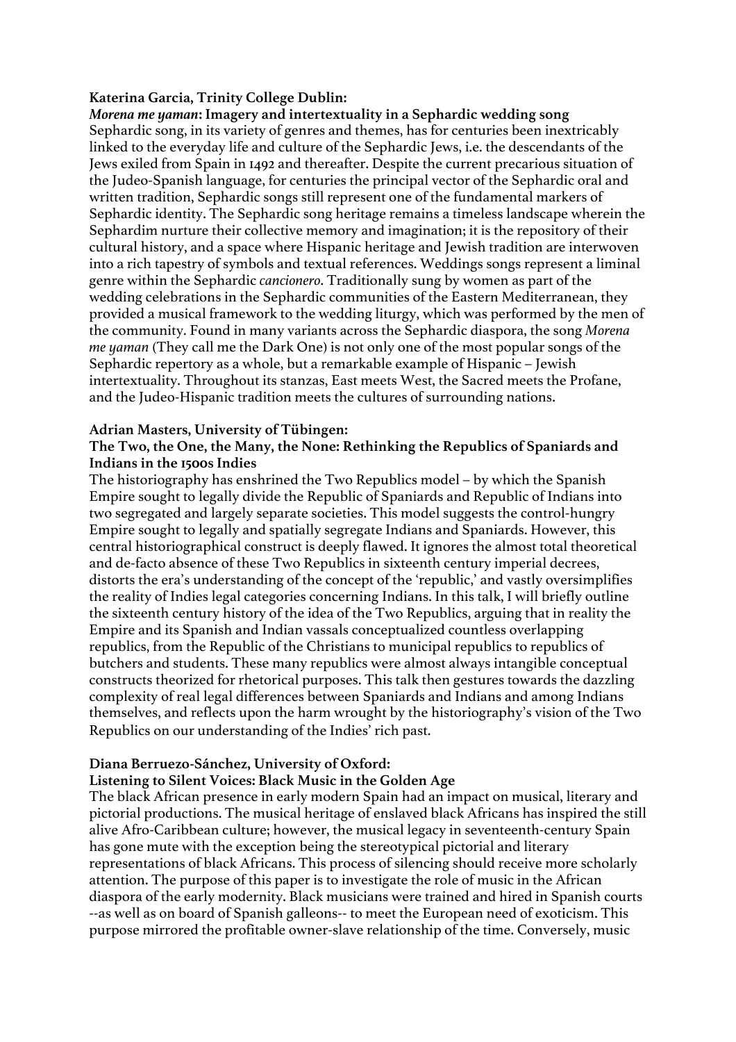**Katerina Garcia, Trinity College Dublin:**
***Morena me yaman*: Imagery and intertextuality in a Sephardic wedding song**
Sephardic song, in its variety of genres and themes, has for centuries been inextricably linked to the everyday life and culture of the Sephardic Jews, i.e. the descendants of the Jews exiled from Spain in 1492 and thereafter. Despite the current precarious situation of the Judeo-Spanish language, for centuries the principal vector of the Sephardic oral and written tradition, Sephardic songs still represent one of the fundamental markers of Sephardic identity. The Sephardic song heritage remains a timeless landscape wherein the Sephardim nurture their collective memory and imagination; it is the repository of their cultural history, and a space where Hispanic heritage and Jewish tradition are interwoven into a rich tapestry of symbols and textual references. Weddings songs represent a liminal genre within the Sephardic *cancionero*. Traditionally sung by women as part of the wedding celebrations in the Sephardic communities of the Eastern Mediterranean, they provided a musical framework to the wedding liturgy, which was performed by the men of the community. Found in many variants across the Sephardic diaspora, the song *Morena me yaman* (They call me the Dark One) is not only one of the most popular songs of the Sephardic repertory as a whole, but a remarkable example of Hispanic – Jewish intertextuality. Throughout its stanzas, East meets West, the Sacred meets the Profane, and the Judeo-Hispanic tradition meets the cultures of surrounding nations.

**Adrian Masters, University of Tübingen:**
**The Two, the One, the Many, the None: Rethinking the Republics of Spaniards and Indians in the 1500s Indies**
The historiography has enshrined the Two Republics model – by which the Spanish Empire sought to legally divide the Republic of Spaniards and Republic of Indians into two segregated and largely separate societies. This model suggests the control-hungry Empire sought to legally and spatially segregate Indians and Spaniards. However, this central historiographical construct is deeply flawed. It ignores the almost total theoretical and de-facto absence of these Two Republics in sixteenth century imperial decrees, distorts the era's understanding of the concept of the 'republic,' and vastly oversimplifies the reality of Indies legal categories concerning Indians. In this talk, I will briefly outline the sixteenth century history of the idea of the Two Republics, arguing that in reality the Empire and its Spanish and Indian vassals conceptualized countless overlapping republics, from the Republic of the Christians to municipal republics to republics of butchers and students. These many republics were almost always intangible conceptual constructs theorized for rhetorical purposes. This talk then gestures towards the dazzling complexity of real legal differences between Spaniards and Indians and among Indians themselves, and reflects upon the harm wrought by the historiography's vision of the Two Republics on our understanding of the Indies' rich past.

**Diana Berruezo-Sánchez, University of Oxford:**
**Listening to Silent Voices: Black Music in the Golden Age**
The black African presence in early modern Spain had an impact on musical, literary and pictorial productions. The musical heritage of enslaved black Africans has inspired the still alive Afro-Caribbean culture; however, the musical legacy in seventeenth-century Spain has gone mute with the exception being the stereotypical pictorial and literary representations of black Africans. This process of silencing should receive more scholarly attention. The purpose of this paper is to investigate the role of music in the African diaspora of the early modernity. Black musicians were trained and hired in Spanish courts --as well as on board of Spanish galleons-- to meet the European need of exoticism. This purpose mirrored the profitable owner-slave relationship of the time. Conversely, music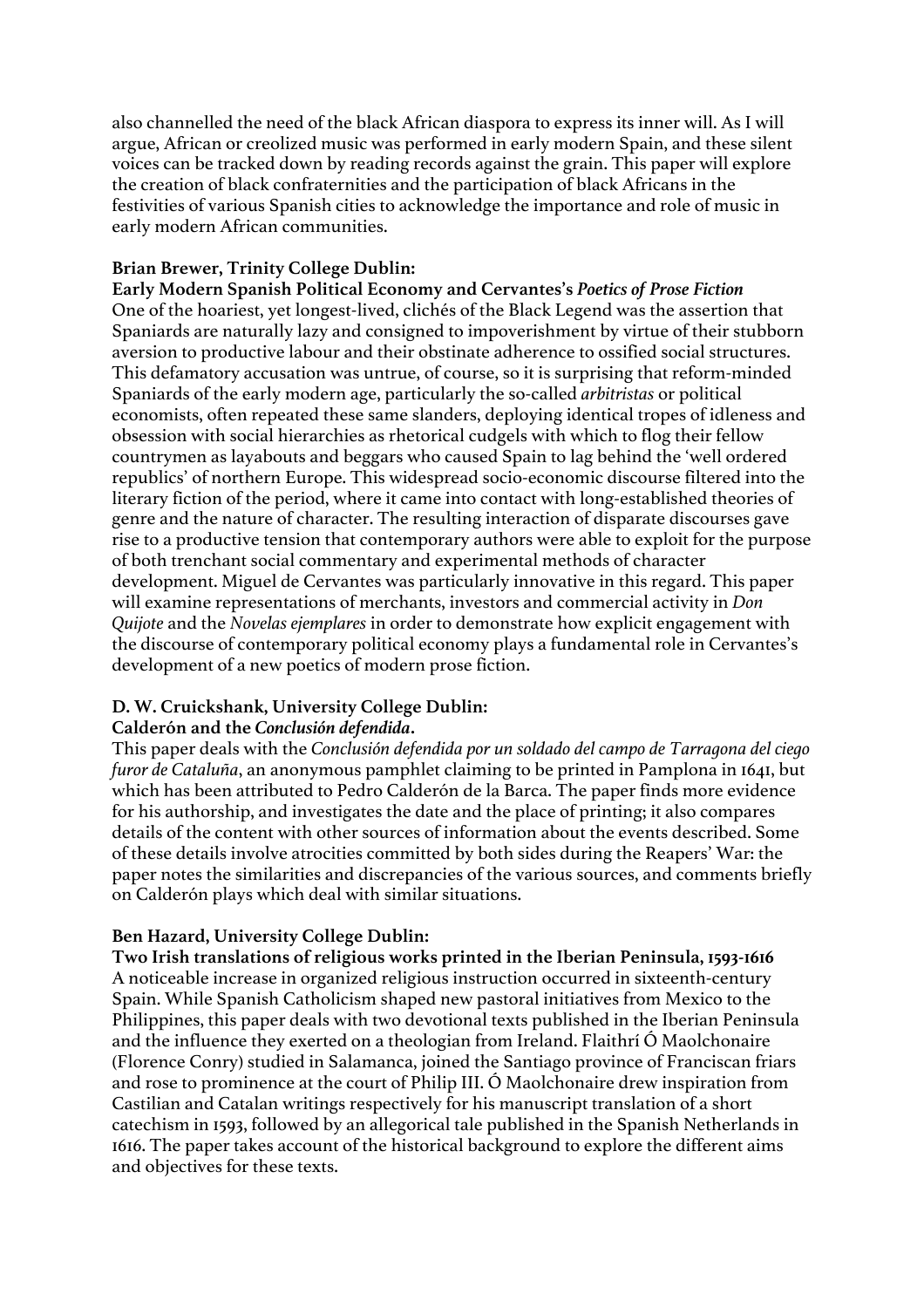also channelled the need of the black African diaspora to express its inner will. As I will argue, African or creolized music was performed in early modern Spain, and these silent voices can be tracked down by reading records against the grain. This paper will explore the creation of black confraternities and the participation of black Africans in the festivities of various Spanish cities to acknowledge the importance and role of music in early modern African communities.

**Brian Brewer, Trinity College Dublin:**
**Early Modern Spanish Political Economy and Cervantes's *Poetics of Prose Fiction***

One of the hoariest, yet longest-lived, clichés of the Black Legend was the assertion that Spaniards are naturally lazy and consigned to impoverishment by virtue of their stubborn aversion to productive labour and their obstinate adherence to ossified social structures. This defamatory accusation was untrue, of course, so it is surprising that reform-minded Spaniards of the early modern age, particularly the so-called *arbitristas* or political economists, often repeated these same slanders, deploying identical tropes of idleness and obsession with social hierarchies as rhetorical cudgels with which to flog their fellow countrymen as layabouts and beggars who caused Spain to lag behind the 'well ordered republics' of northern Europe. This widespread socio-economic discourse filtered into the literary fiction of the period, where it came into contact with long-established theories of genre and the nature of character. The resulting interaction of disparate discourses gave rise to a productive tension that contemporary authors were able to exploit for the purpose of both trenchant social commentary and experimental methods of character development. Miguel de Cervantes was particularly innovative in this regard. This paper will examine representations of merchants, investors and commercial activity in *Don Quijote* and the *Novelas ejemplares* in order to demonstrate how explicit engagement with the discourse of contemporary political economy plays a fundamental role in Cervantes's development of a new poetics of modern prose fiction.

**D. W. Cruickshank, University College Dublin:**
**Calderón and the *Conclusión defendida*.**

This paper deals with the *Conclusión defendida por un soldado del campo de Tarragona del ciego furor de Cataluña*, an anonymous pamphlet claiming to be printed in Pamplona in 1641, but which has been attributed to Pedro Calderón de la Barca. The paper finds more evidence for his authorship, and investigates the date and the place of printing; it also compares details of the content with other sources of information about the events described. Some of these details involve atrocities committed by both sides during the Reapers' War: the paper notes the similarities and discrepancies of the various sources, and comments briefly on Calderón plays which deal with similar situations.

**Ben Hazard, University College Dublin:**
**Two Irish translations of religious works printed in the Iberian Peninsula, 1593-1616**

A noticeable increase in organized religious instruction occurred in sixteenth-century Spain. While Spanish Catholicism shaped new pastoral initiatives from Mexico to the Philippines, this paper deals with two devotional texts published in the Iberian Peninsula and the influence they exerted on a theologian from Ireland. Flaithrí Ó Maolchonaire (Florence Conry) studied in Salamanca, joined the Santiago province of Franciscan friars and rose to prominence at the court of Philip III. Ó Maolchonaire drew inspiration from Castilian and Catalan writings respectively for his manuscript translation of a short catechism in 1593, followed by an allegorical tale published in the Spanish Netherlands in 1616. The paper takes account of the historical background to explore the different aims and objectives for these texts.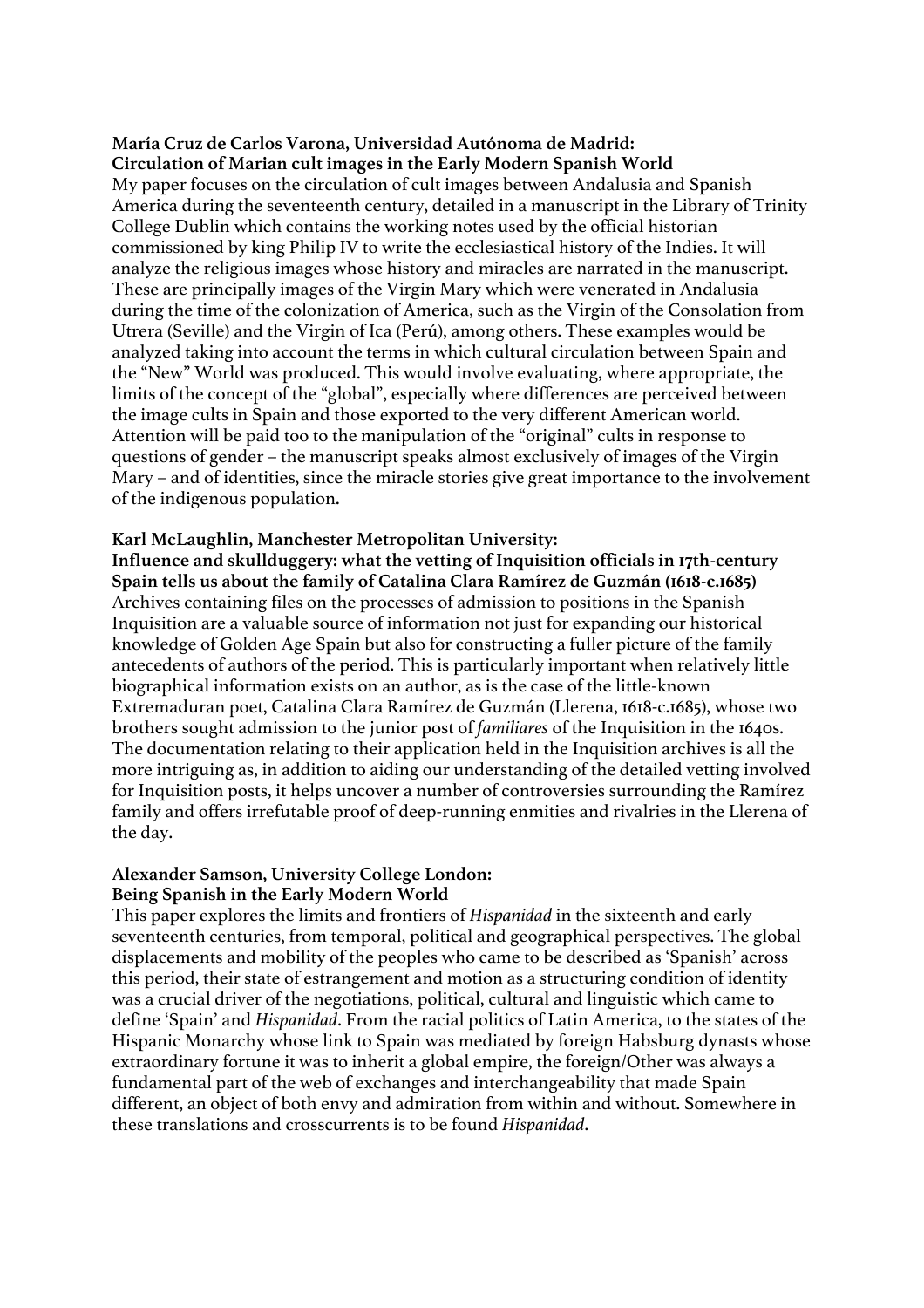**María Cruz de Carlos Varona, Universidad Autónoma de Madrid:**
**Circulation of Marian cult images in the Early Modern Spanish World**

My paper focuses on the circulation of cult images between Andalusia and Spanish America during the seventeenth century, detailed in a manuscript in the Library of Trinity College Dublin which contains the working notes used by the official historian commissioned by king Philip IV to write the ecclesiastical history of the Indies. It will analyze the religious images whose history and miracles are narrated in the manuscript. These are principally images of the Virgin Mary which were venerated in Andalusia during the time of the colonization of America, such as the Virgin of the Consolation from Utrera (Seville) and the Virgin of Ica (Perú), among others. These examples would be analyzed taking into account the terms in which cultural circulation between Spain and the "New" World was produced. This would involve evaluating, where appropriate, the limits of the concept of the "global", especially where differences are perceived between the image cults in Spain and those exported to the very different American world. Attention will be paid too to the manipulation of the "original" cults in response to questions of gender – the manuscript speaks almost exclusively of images of the Virgin Mary – and of identities, since the miracle stories give great importance to the involvement of the indigenous population.

**Karl McLaughlin, Manchester Metropolitan University:**
**Influence and skullduggery: what the vetting of Inquisition officials in 17th-century Spain tells us about the family of Catalina Clara Ramírez de Guzmán (1618-c.1685)**

Archives containing files on the processes of admission to positions in the Spanish Inquisition are a valuable source of information not just for expanding our historical knowledge of Golden Age Spain but also for constructing a fuller picture of the family antecedents of authors of the period. This is particularly important when relatively little biographical information exists on an author, as is the case of the little-known Extremaduran poet, Catalina Clara Ramírez de Guzmán (Llerena, 1618-c.1685), whose two brothers sought admission to the junior post of *familiares* of the Inquisition in the 1640s. The documentation relating to their application held in the Inquisition archives is all the more intriguing as, in addition to aiding our understanding of the detailed vetting involved for Inquisition posts, it helps uncover a number of controversies surrounding the Ramírez family and offers irrefutable proof of deep-running enmities and rivalries in the Llerena of the day.

**Alexander Samson, University College London:**
**Being Spanish in the Early Modern World**

This paper explores the limits and frontiers of *Hispanidad* in the sixteenth and early seventeenth centuries, from temporal, political and geographical perspectives. The global displacements and mobility of the peoples who came to be described as 'Spanish' across this period, their state of estrangement and motion as a structuring condition of identity was a crucial driver of the negotiations, political, cultural and linguistic which came to define 'Spain' and *Hispanidad*. From the racial politics of Latin America, to the states of the Hispanic Monarchy whose link to Spain was mediated by foreign Habsburg dynasts whose extraordinary fortune it was to inherit a global empire, the foreign/Other was always a fundamental part of the web of exchanges and interchangeability that made Spain different, an object of both envy and admiration from within and without. Somewhere in these translations and crosscurrents is to be found *Hispanidad*.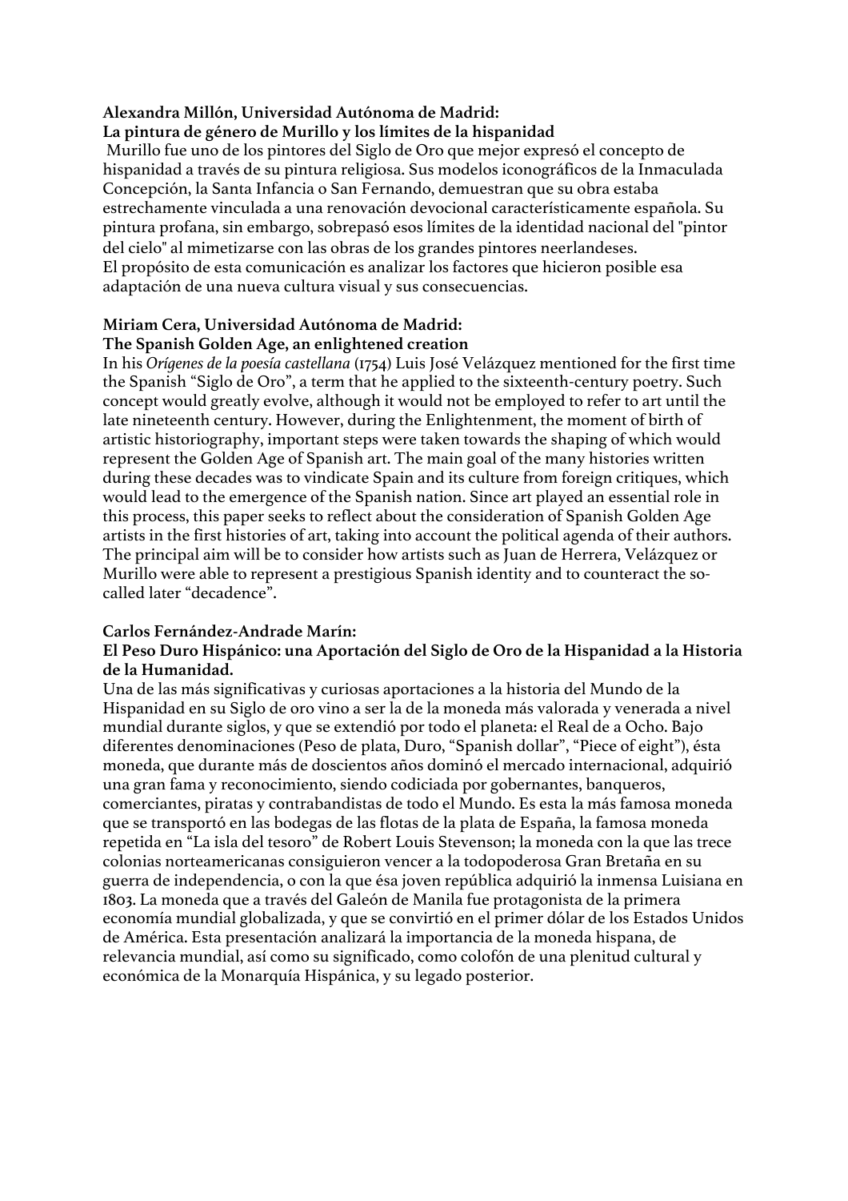**Alexandra Millón, Universidad Autónoma de Madrid:**
**La pintura de género de Murillo y los límites de la hispanidad**

Murillo fue uno de los pintores del Siglo de Oro que mejor expresó el concepto de hispanidad a través de su pintura religiosa. Sus modelos iconográficos de la Inmaculada Concepción, la Santa Infancia o San Fernando, demuestran que su obra estaba estrechamente vinculada a una renovación devocional característicamente española. Su pintura profana, sin embargo, sobrepasó esos límites de la identidad nacional del "pintor del cielo" al mimetizarse con las obras de los grandes pintores neerlandeses.
El propósito de esta comunicación es analizar los factores que hicieron posible esa adaptación de una nueva cultura visual y sus consecuencias.

**Miriam Cera, Universidad Autónoma de Madrid:**
**The Spanish Golden Age, an enlightened creation**

In his *Orígenes de la poesía castellana* (1754) Luis José Velázquez mentioned for the first time the Spanish "Siglo de Oro", a term that he applied to the sixteenth-century poetry. Such concept would greatly evolve, although it would not be employed to refer to art until the late nineteenth century. However, during the Enlightenment, the moment of birth of artistic historiography, important steps were taken towards the shaping of which would represent the Golden Age of Spanish art. The main goal of the many histories written during these decades was to vindicate Spain and its culture from foreign critiques, which would lead to the emergence of the Spanish nation. Since art played an essential role in this process, this paper seeks to reflect about the consideration of Spanish Golden Age artists in the first histories of art, taking into account the political agenda of their authors. The principal aim will be to consider how artists such as Juan de Herrera, Velázquez or Murillo were able to represent a prestigious Spanish identity and to counteract the so-called later "decadence".

**Carlos Fernández-Andrade Marín:**
**El Peso Duro Hispánico: una Aportación del Siglo de Oro de la Hispanidad a la Historia de la Humanidad.**

Una de las más significativas y curiosas aportaciones a la historia del Mundo de la Hispanidad en su Siglo de oro vino a ser la de la moneda más valorada y venerada a nivel mundial durante siglos, y que se extendió por todo el planeta: el Real de a Ocho. Bajo diferentes denominaciones (Peso de plata, Duro, "Spanish dollar", "Piece of eight"), ésta moneda, que durante más de doscientos años dominó el mercado internacional, adquirió una gran fama y reconocimiento, siendo codiciada por gobernantes, banqueros, comerciantes, piratas y contrabandistas de todo el Mundo. Es esta la más famosa moneda que se transportó en las bodegas de las flotas de la plata de España, la famosa moneda repetida en "La isla del tesoro" de Robert Louis Stevenson; la moneda con la que las trece colonias norteamericanas consiguieron vencer a la todopoderosa Gran Bretaña en su guerra de independencia, o con la que ésa joven república adquirió la inmensa Luisiana en 1803. La moneda que a través del Galeón de Manila fue protagonista de la primera economía mundial globalizada, y que se convirtió en el primer dólar de los Estados Unidos de América. Esta presentación analizará la importancia de la moneda hispana, de relevancia mundial, así como su significado, como colofón de una plenitud cultural y económica de la Monarquía Hispánica, y su legado posterior.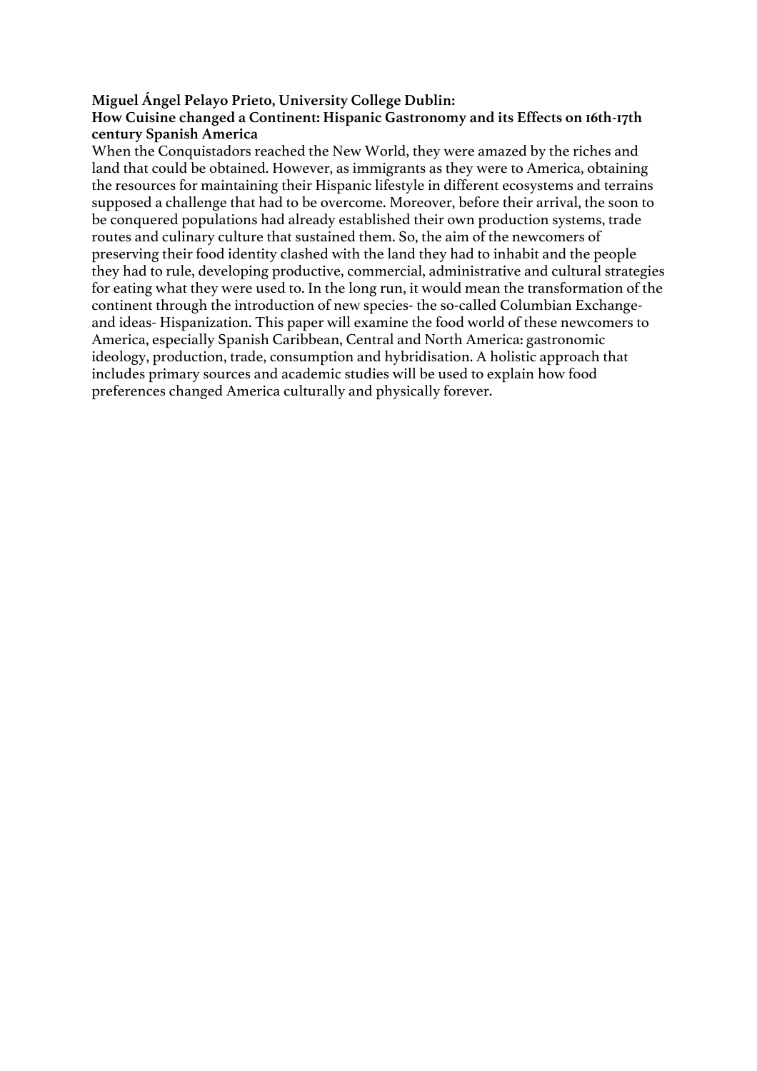**Miguel Ángel Pelayo Prieto, University College Dublin:**
**How Cuisine changed a Continent: Hispanic Gastronomy and its Effects on 16th-17th century Spanish America**

When the Conquistadors reached the New World, they were amazed by the riches and land that could be obtained. However, as immigrants as they were to America, obtaining the resources for maintaining their Hispanic lifestyle in different ecosystems and terrains supposed a challenge that had to be overcome. Moreover, before their arrival, the soon to be conquered populations had already established their own production systems, trade routes and culinary culture that sustained them. So, the aim of the newcomers of preserving their food identity clashed with the land they had to inhabit and the people they had to rule, developing productive, commercial, administrative and cultural strategies for eating what they were used to. In the long run, it would mean the transformation of the continent through the introduction of new species- the so-called Columbian Exchange- and ideas- Hispanization. This paper will examine the food world of these newcomers to America, especially Spanish Caribbean, Central and North America: gastronomic ideology, production, trade, consumption and hybridisation. A holistic approach that includes primary sources and academic studies will be used to explain how food preferences changed America culturally and physically forever.